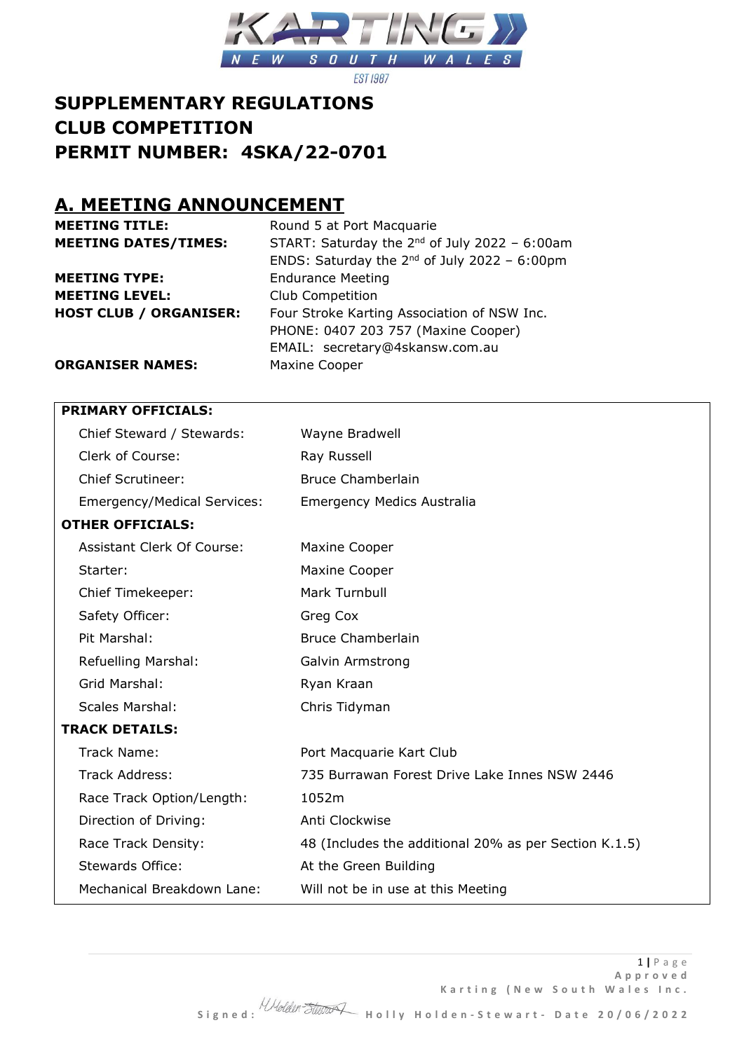# SUPPLEMENTARY REGULATIONS
# CLUB COMPETITION
# PERMIT NUMBER: 4SKA/22-0701

## A. MEETING ANNOUNCEMENT

| | |
|---|---|
| **MEETING TITLE:** | Round 5 at Port Macquarie |
| **MEETING DATES/TIMES:** | START: Saturday the 2nd of July 2022 – 6:00am<br>ENDS: Saturday the 2nd of July 2022 – 6:00pm |
| **MEETING TYPE:** | Endurance Meeting |
| **MEETING LEVEL:** | Club Competition |
| **HOST CLUB / ORGANISER:** | Four Stroke Karting Association of NSW Inc.<br>PHONE: 0407 203 757 (Maxine Cooper)<br>EMAIL: secretary@4skansw.com.au |
| **ORGANISER NAMES:** | Maxine Cooper |

| **PRIMARY OFFICIALS:** | |
|---|---|
| Chief Steward / Stewards: | Wayne Bradwell |
| Clerk of Course: | Ray Russell |
| Chief Scrutineer: | Bruce Chamberlain |
| Emergency/Medical Services: | Emergency Medics Australia |
| **OTHER OFFICIALS:** | |
| Assistant Clerk Of Course: | Maxine Cooper |
| Starter: | Maxine Cooper |
| Chief Timekeeper: | Mark Turnbull |
| Safety Officer: | Greg Cox |
| Pit Marshal: | Bruce Chamberlain |
| Refuelling Marshal: | Galvin Armstrong |
| Grid Marshal: | Ryan Kraan |
| Scales Marshal: | Chris Tidyman |
| **TRACK DETAILS:** | |
| Track Name: | Port Macquarie Kart Club |
| Track Address: | 735 Burrawan Forest Drive Lake Innes NSW 2446 |
| Race Track Option/Length: | 1052m |
| Direction of Driving: | Anti Clockwise |
| Race Track Density: | 48 (Includes the additional 20% as per Section K.1.5) |
| Stewards Office: | At the Green Building |
| Mechanical Breakdown Lane: | Will not be in use at this Meeting |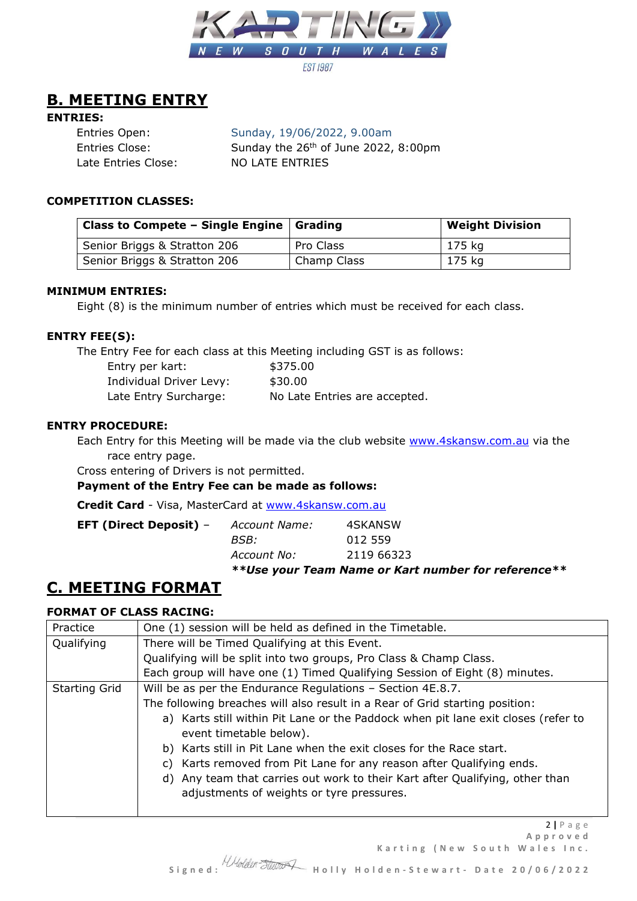## B. MEETING ENTRY

**ENTRIES:**

| | |
|---|---|
| Entries Open: | Sunday, 19/06/2022, 9.00am |
| Entries Close: | Sunday the 26th of June 2022, 8:00pm |
| Late Entries Close: | NO LATE ENTRIES |

**COMPETITION CLASSES:**

| Class to Compete – Single Engine | Grading | Weight Division |
|---|---|---|
| Senior Briggs & Stratton 206 | Pro Class | 175 kg |
| Senior Briggs & Stratton 206 | Champ Class | 175 kg |

**MINIMUM ENTRIES:**

Eight (8) is the minimum number of entries which must be received for each class.

**ENTRY FEE(S):**

The Entry Fee for each class at this Meeting including GST is as follows:

| | |
|---|---|
| Entry per kart: | $375.00 |
| Individual Driver Levy: | $30.00 |
| Late Entry Surcharge: | No Late Entries are accepted. |

**ENTRY PROCEDURE:**

Each Entry for this Meeting will be made via the club website www.4skansw.com.au via the race entry page.

Cross entering of Drivers is not permitted.

**Payment of the Entry Fee can be made as follows:**

**Credit Card** - Visa, MasterCard at www.4skansw.com.au

**EFT (Direct Deposit)** –
*Account Name:* 4SKANSW
*BSB:* 012 559
*Account No:* 2119 66323

***\*\*Use your Team Name or Kart number for reference\*\****

## C. MEETING FORMAT

**FORMAT OF CLASS RACING:**

| | |
|---|---|
| Practice | One (1) session will be held as defined in the Timetable. |
| Qualifying | There will be Timed Qualifying at this Event.<br>Qualifying will be split into two groups, Pro Class & Champ Class.<br>Each group will have one (1) Timed Qualifying Session of Eight (8) minutes. |
| Starting Grid | Will be as per the Endurance Regulations – Section 4E.8.7.<br>The following breaches will also result in a Rear of Grid starting position:<br>a) Karts still within Pit Lane or the Paddock when pit lane exit closes (refer to event timetable below).<br>b) Karts still in Pit Lane when the exit closes for the Race start.<br>c) Karts removed from Pit Lane for any reason after Qualifying ends.<br>d) Any team that carries out work to their Kart after Qualifying, other than adjustments of weights or tyre pressures. |

Approved Karting (New South Wales Inc.

Signed: Holly Holden-Stewart - Date 20/06/2022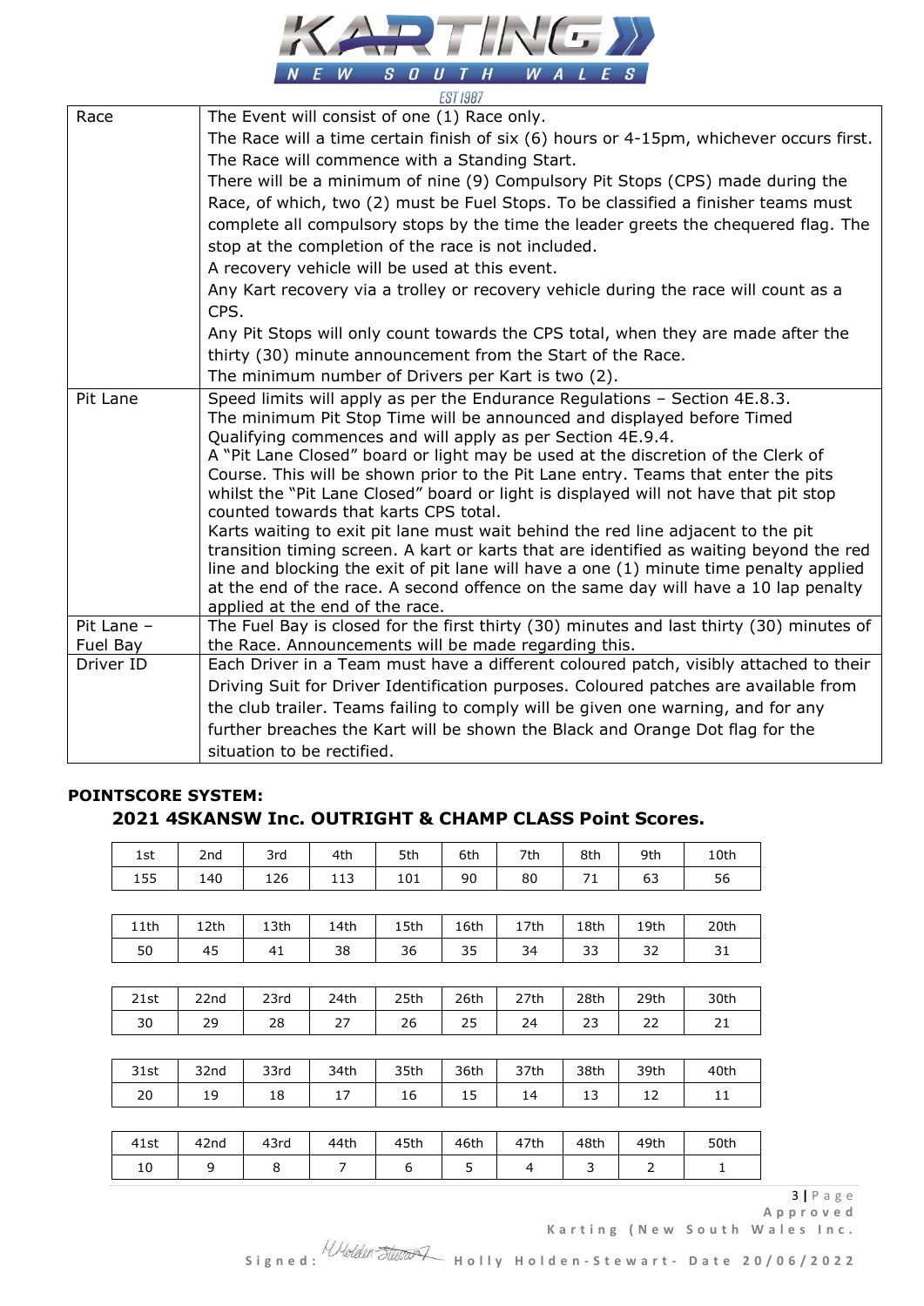| | |
|---|---|
| Race | The Event will consist of one (1) Race only.<br>The Race will a time certain finish of six (6) hours or 4-15pm, whichever occurs first.<br>The Race will commence with a Standing Start.<br>There will be a minimum of nine (9) Compulsory Pit Stops (CPS) made during the Race, of which, two (2) must be Fuel Stops. To be classified a finisher teams must complete all compulsory stops by the time the leader greets the chequered flag. The stop at the completion of the race is not included.<br>A recovery vehicle will be used at this event.<br>Any Kart recovery via a trolley or recovery vehicle during the race will count as a CPS.<br>Any Pit Stops will only count towards the CPS total, when they are made after the thirty (30) minute announcement from the Start of the Race.<br>The minimum number of Drivers per Kart is two (2). |
| Pit Lane | Speed limits will apply as per the Endurance Regulations – Section 4E.8.3.<br>The minimum Pit Stop Time will be announced and displayed before Timed Qualifying commences and will apply as per Section 4E.9.4.<br>A "Pit Lane Closed" board or light may be used at the discretion of the Clerk of Course. This will be shown prior to the Pit Lane entry. Teams that enter the pits whilst the "Pit Lane Closed" board or light is displayed will not have that pit stop counted towards that karts CPS total.<br>Karts waiting to exit pit lane must wait behind the red line adjacent to the pit transition timing screen. A kart or karts that are identified as waiting beyond the red line and blocking the exit of pit lane will have a one (1) minute time penalty applied at the end of the race. A second offence on the same day will have a 10 lap penalty applied at the end of the race. |
| Pit Lane – Fuel Bay | The Fuel Bay is closed for the first thirty (30) minutes and last thirty (30) minutes of the Race. Announcements will be made regarding this. |
| Driver ID | Each Driver in a Team must have a different coloured patch, visibly attached to their Driving Suit for Driver Identification purposes. Coloured patches are available from the club trailer. Teams failing to comply will be given one warning, and for any further breaches the Kart will be shown the Black and Orange Dot flag for the situation to be rectified. |

**POINTSCORE SYSTEM:**

## 2021 4SKANSW Inc. OUTRIGHT & CHAMP CLASS Point Scores.

| 1st | 2nd | 3rd | 4th | 5th | 6th | 7th | 8th | 9th | 10th |
|---|---|---|---|---|---|---|---|---|---|
| 155 | 140 | 126 | 113 | 101 | 90 | 80 | 71 | 63 | 56 |

| 11th | 12th | 13th | 14th | 15th | 16th | 17th | 18th | 19th | 20th |
|---|---|---|---|---|---|---|---|---|---|
| 50 | 45 | 41 | 38 | 36 | 35 | 34 | 33 | 32 | 31 |

| 21st | 22nd | 23rd | 24th | 25th | 26th | 27th | 28th | 29th | 30th |
|---|---|---|---|---|---|---|---|---|---|
| 30 | 29 | 28 | 27 | 26 | 25 | 24 | 23 | 22 | 21 |

| 31st | 32nd | 33rd | 34th | 35th | 36th | 37th | 38th | 39th | 40th |
|---|---|---|---|---|---|---|---|---|---|
| 20 | 19 | 18 | 17 | 16 | 15 | 14 | 13 | 12 | 11 |

| 41st | 42nd | 43rd | 44th | 45th | 46th | 47th | 48th | 49th | 50th |
|---|---|---|---|---|---|---|---|---|---|
| 10 | 9 | 8 | 7 | 6 | 5 | 4 | 3 | 2 | 1 |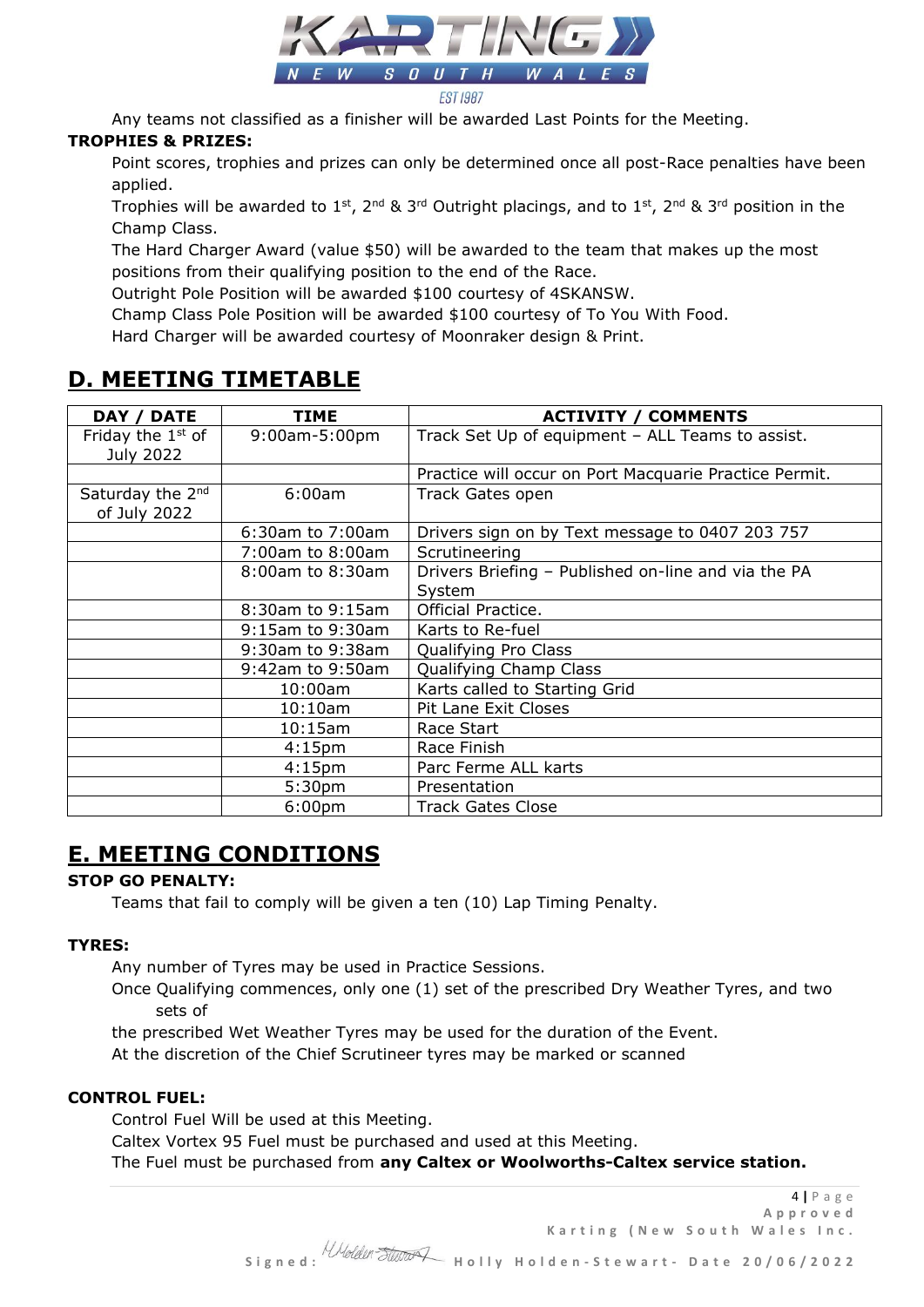Any teams not classified as a finisher will be awarded Last Points for the Meeting.

**TROPHIES & PRIZES:**

Point scores, trophies and prizes can only be determined once all post-Race penalties have been applied.

Trophies will be awarded to 1st, 2nd & 3rd Outright placings, and to 1st, 2nd & 3rd position in the Champ Class.

The Hard Charger Award (value $50) will be awarded to the team that makes up the most positions from their qualifying position to the end of the Race.

Outright Pole Position will be awarded $100 courtesy of 4SKANSW.

Champ Class Pole Position will be awarded $100 courtesy of To You With Food.

Hard Charger will be awarded courtesy of Moonraker design & Print.

## D. MEETING TIMETABLE

| DAY / DATE | TIME | ACTIVITY / COMMENTS |
|---|---|---|
| Friday the 1st of July 2022 | 9:00am-5:00pm | Track Set Up of equipment – ALL Teams to assist. |
| | | Practice will occur on Port Macquarie Practice Permit. |
| Saturday the 2nd of July 2022 | 6:00am | Track Gates open |
| | 6:30am to 7:00am | Drivers sign on by Text message to 0407 203 757 |
| | 7:00am to 8:00am | Scrutineering |
| | 8:00am to 8:30am | Drivers Briefing – Published on-line and via the PA System |
| | 8:30am to 9:15am | Official Practice. |
| | 9:15am to 9:30am | Karts to Re-fuel |
| | 9:30am to 9:38am | Qualifying Pro Class |
| | 9:42am to 9:50am | Qualifying Champ Class |
| | 10:00am | Karts called to Starting Grid |
| | 10:10am | Pit Lane Exit Closes |
| | 10:15am | Race Start |
| | 4:15pm | Race Finish |
| | 4:15pm | Parc Ferme ALL karts |
| | 5:30pm | Presentation |
| | 6:00pm | Track Gates Close |

## E. MEETING CONDITIONS

**STOP GO PENALTY:**

Teams that fail to comply will be given a ten (10) Lap Timing Penalty.

**TYRES:**

Any number of Tyres may be used in Practice Sessions.

Once Qualifying commences, only one (1) set of the prescribed Dry Weather Tyres, and two sets of the prescribed Wet Weather Tyres may be used for the duration of the Event.

At the discretion of the Chief Scrutineer tyres may be marked or scanned

**CONTROL FUEL:**

Control Fuel Will be used at this Meeting.

Caltex Vortex 95 Fuel must be purchased and used at this Meeting.

The Fuel must be purchased from **any Caltex or Woolworths-Caltex service station.**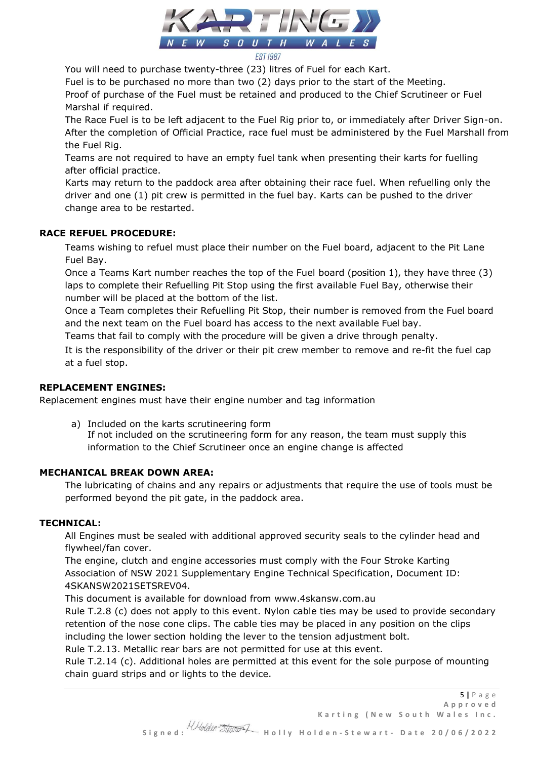You will need to purchase twenty-three (23) litres of Fuel for each Kart.

Fuel is to be purchased no more than two (2) days prior to the start of the Meeting.

Proof of purchase of the Fuel must be retained and produced to the Chief Scrutineer or Fuel Marshal if required.

The Race Fuel is to be left adjacent to the Fuel Rig prior to, or immediately after Driver Sign-on. After the completion of Official Practice, race fuel must be administered by the Fuel Marshall from the Fuel Rig.

Teams are not required to have an empty fuel tank when presenting their karts for fuelling after official practice.

Karts may return to the paddock area after obtaining their race fuel. When refuelling only the driver and one (1) pit crew is permitted in the fuel bay. Karts can be pushed to the driver change area to be restarted.

**RACE REFUEL PROCEDURE:**

Teams wishing to refuel must place their number on the Fuel board, adjacent to the Pit Lane Fuel Bay.

Once a Teams Kart number reaches the top of the Fuel board (position 1), they have three (3) laps to complete their Refuelling Pit Stop using the first available Fuel Bay, otherwise their number will be placed at the bottom of the list.

Once a Team completes their Refuelling Pit Stop, their number is removed from the Fuel board and the next team on the Fuel board has access to the next available Fuel bay.

Teams that fail to comply with the procedure will be given a drive through penalty.

It is the responsibility of the driver or their pit crew member to remove and re-fit the fuel cap at a fuel stop.

**REPLACEMENT ENGINES:**

Replacement engines must have their engine number and tag information

a) Included on the karts scrutineering form
   If not included on the scrutineering form for any reason, the team must supply this information to the Chief Scrutineer once an engine change is affected

**MECHANICAL BREAK DOWN AREA:**

The lubricating of chains and any repairs or adjustments that require the use of tools must be performed beyond the pit gate, in the paddock area.

**TECHNICAL:**

All Engines must be sealed with additional approved security seals to the cylinder head and flywheel/fan cover.

The engine, clutch and engine accessories must comply with the Four Stroke Karting Association of NSW 2021 Supplementary Engine Technical Specification, Document ID: 4SKANSW2021SETSREV04.

This document is available for download from www.4skansw.com.au

Rule T.2.8 (c) does not apply to this event. Nylon cable ties may be used to provide secondary retention of the nose cone clips. The cable ties may be placed in any position on the clips including the lower section holding the lever to the tension adjustment bolt.

Rule T.2.13. Metallic rear bars are not permitted for use at this event.

Rule T.2.14 (c). Additional holes are permitted at this event for the sole purpose of mounting chain guard strips and or lights to the device.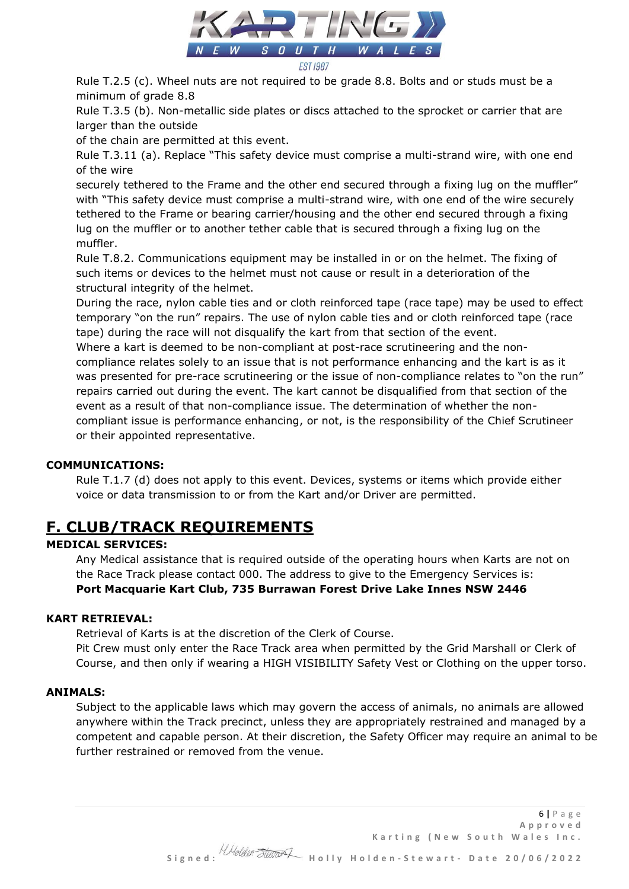Rule T.2.5 (c). Wheel nuts are not required to be grade 8.8. Bolts and or studs must be a minimum of grade 8.8

Rule T.3.5 (b). Non-metallic side plates or discs attached to the sprocket or carrier that are larger than the outside of the chain are permitted at this event.

Rule T.3.11 (a). Replace "This safety device must comprise a multi-strand wire, with one end of the wire securely tethered to the Frame and the other end secured through a fixing lug on the muffler" with "This safety device must comprise a multi-strand wire, with one end of the wire securely tethered to the Frame or bearing carrier/housing and the other end secured through a fixing lug on the muffler or to another tether cable that is secured through a fixing lug on the muffler.

Rule T.8.2. Communications equipment may be installed in or on the helmet. The fixing of such items or devices to the helmet must not cause or result in a deterioration of the structural integrity of the helmet.

During the race, nylon cable ties and or cloth reinforced tape (race tape) may be used to effect temporary "on the run" repairs. The use of nylon cable ties and or cloth reinforced tape (race tape) during the race will not disqualify the kart from that section of the event.

Where a kart is deemed to be non-compliant at post-race scrutineering and the non-compliance relates solely to an issue that is not performance enhancing and the kart is as it was presented for pre-race scrutineering or the issue of non-compliance relates to "on the run" repairs carried out during the event. The kart cannot be disqualified from that section of the event as a result of that non-compliance issue. The determination of whether the non-compliant issue is performance enhancing, or not, is the responsibility of the Chief Scrutineer or their appointed representative.

### COMMUNICATIONS:

Rule T.1.7 (d) does not apply to this event. Devices, systems or items which provide either voice or data transmission to or from the Kart and/or Driver are permitted.

## F. CLUB/TRACK REQUIREMENTS

### MEDICAL SERVICES:

Any Medical assistance that is required outside of the operating hours when Karts are not on the Race Track please contact 000. The address to give to the Emergency Services is:
**Port Macquarie Kart Club, 735 Burrawan Forest Drive Lake Innes NSW 2446**

### KART RETRIEVAL:

Retrieval of Karts is at the discretion of the Clerk of Course.

Pit Crew must only enter the Race Track area when permitted by the Grid Marshall or Clerk of Course, and then only if wearing a HIGH VISIBILITY Safety Vest or Clothing on the upper torso.

### ANIMALS:

Subject to the applicable laws which may govern the access of animals, no animals are allowed anywhere within the Track precinct, unless they are appropriately restrained and managed by a competent and capable person. At their discretion, the Safety Officer may require an animal to be further restrained or removed from the venue.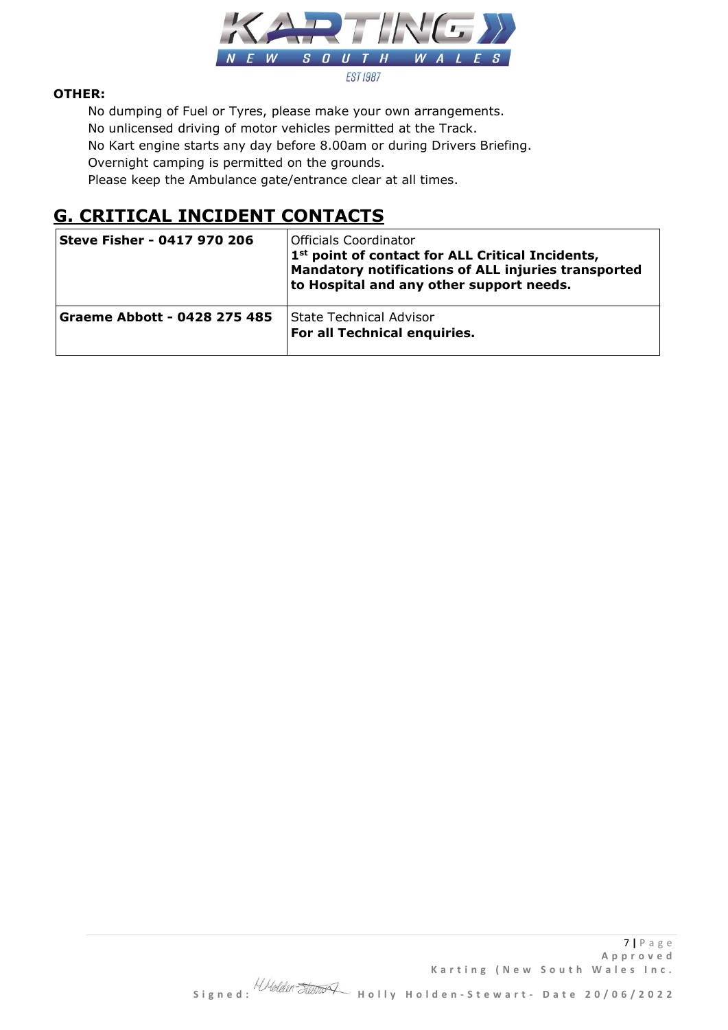**OTHER:**

No dumping of Fuel or Tyres, please make your own arrangements.
No unlicensed driving of motor vehicles permitted at the Track.
No Kart engine starts any day before 8.00am or during Drivers Briefing.
Overnight camping is permitted on the grounds.
Please keep the Ambulance gate/entrance clear at all times.

## G. CRITICAL INCIDENT CONTACTS

| | |
|---|---|
| **Steve Fisher - 0417 970 206** | Officials Coordinator<br>**1st point of contact for ALL Critical Incidents, Mandatory notifications of ALL injuries transported to Hospital and any other support needs.** |
| **Graeme Abbott - 0428 275 485** | State Technical Advisor<br>**For all Technical enquiries.** |